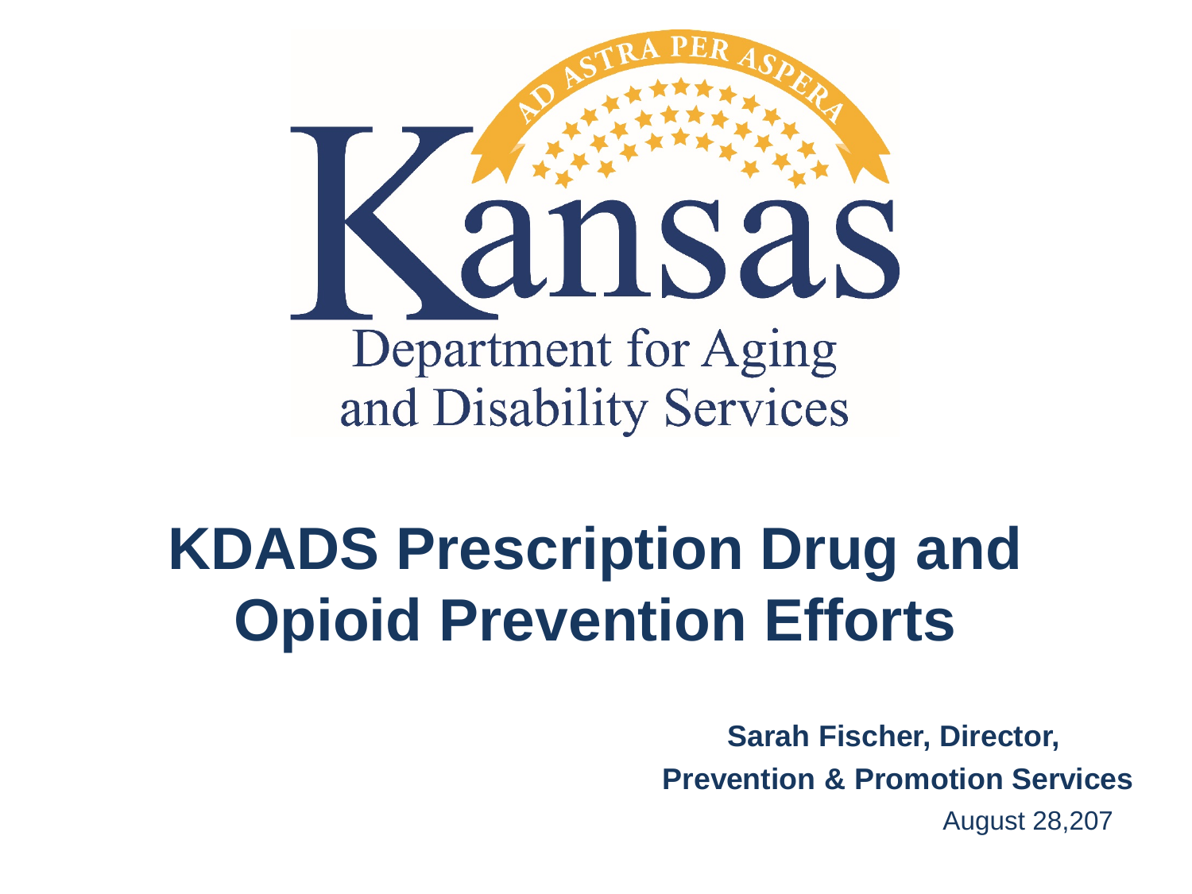AD ASTRA PER ASPERA

Kansas

Department for Aging and Disability Services

# KDADS Prescription Drug and Opioid Prevention Efforts

**Sarah Fischer, Director,**

**Prevention & Promotion Services**

August 28,207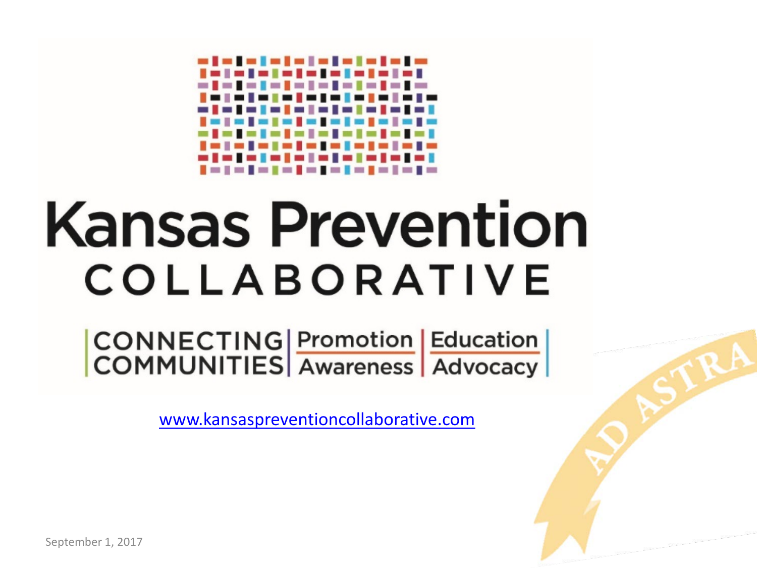# Kansas Prevention

## COLLABORATIVE

CONNECTING COMMUNITIES | Promotion | Education | Awareness | Advocacy

www.kansaspreventioncollaborative.com

AD ASTRA

September 1, 2017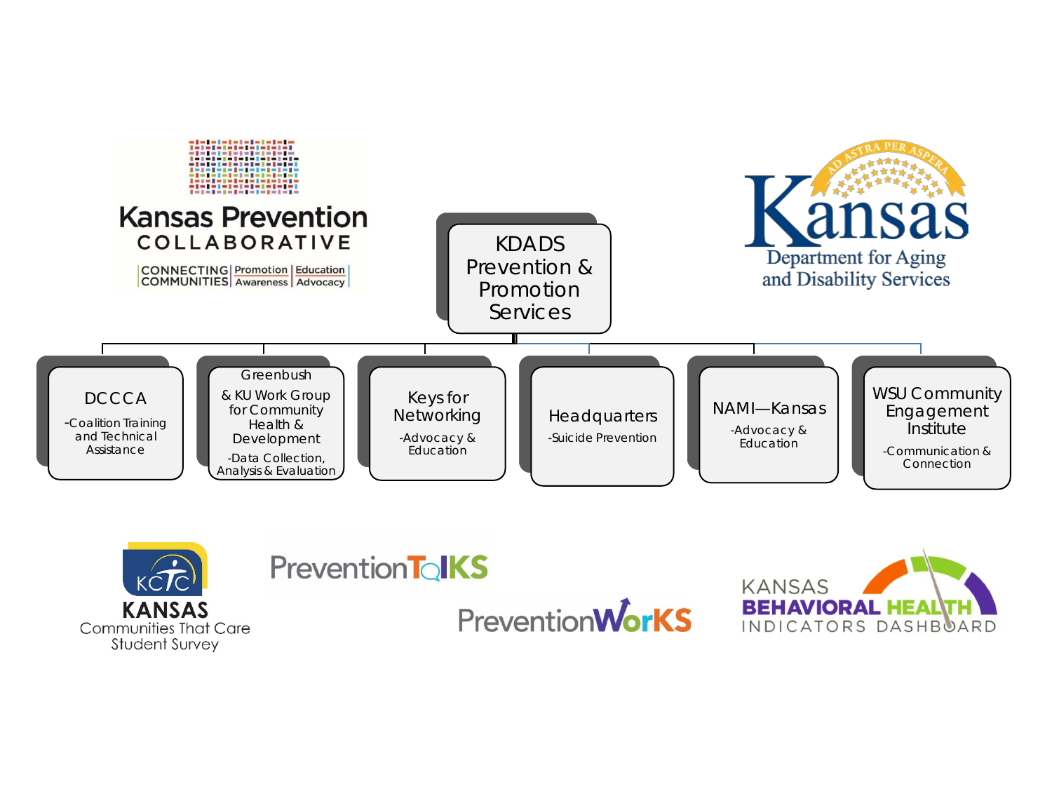Kansas Prevention COLLABORATIVE

CONNECTING COMMUNITIES | Promotion Awareness | Education Advocacy

# KDADS Prevention & Promotion Services

Kansas Department for Aging and Disability Services

- **DCCCA**
  - Coalition Training and Technical Assistance
- **Greenbush & KU Work Group for Community Health & Development**
  - Data Collection, Analysis & Evaluation
- **Keys for Networking**
  - Advocacy & Education
- **Headquarters**
  - Suicide Prevention
- **NAMI—Kansas**
  - Advocacy & Education
- **WSU Community Engagement Institute**
  - Communication & Connection

KCTC KANSAS Communities That Care Student Survey

PreventionTalKS

PreventionWorKS

KANSAS BEHAVIORAL HEALTH INDICATORS DASHBOARD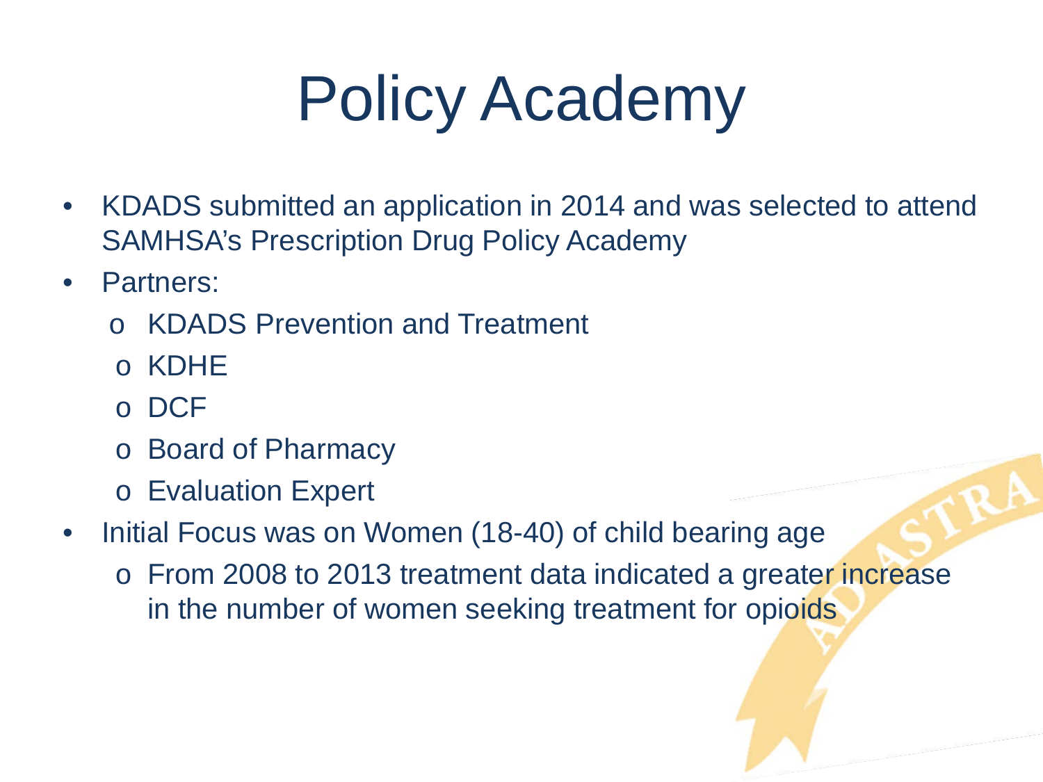# Policy Academy

- KDADS submitted an application in 2014 and was selected to attend SAMHSA's Prescription Drug Policy Academy
- Partners:
  - KDADS Prevention and Treatment
  - KDHE
  - DCF
  - Board of Pharmacy
  - Evaluation Expert
- Initial Focus was on Women (18-40) of child bearing age
  - From 2008 to 2013 treatment data indicated a greater increase in the number of women seeking treatment for opioids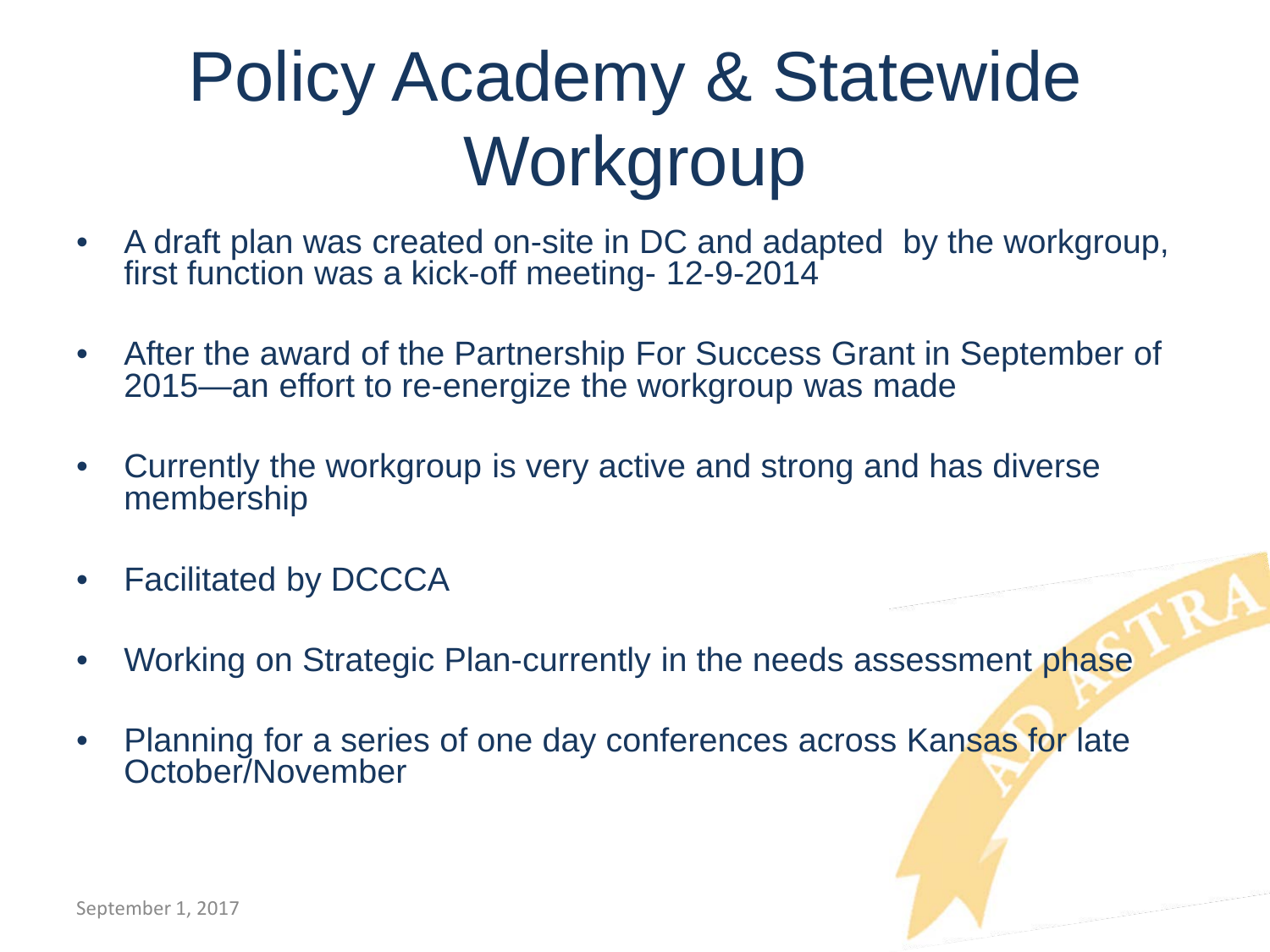# Policy Academy & Statewide Workgroup

- A draft plan was created on-site in DC and adapted by the workgroup, first function was a kick-off meeting- 12-9-2014
- After the award of the Partnership For Success Grant in September of 2015—an effort to re-energize the workgroup was made
- Currently the workgroup is very active and strong and has diverse membership
- Facilitated by DCCCA
- Working on Strategic Plan-currently in the needs assessment phase
- Planning for a series of one day conferences across Kansas for late October/November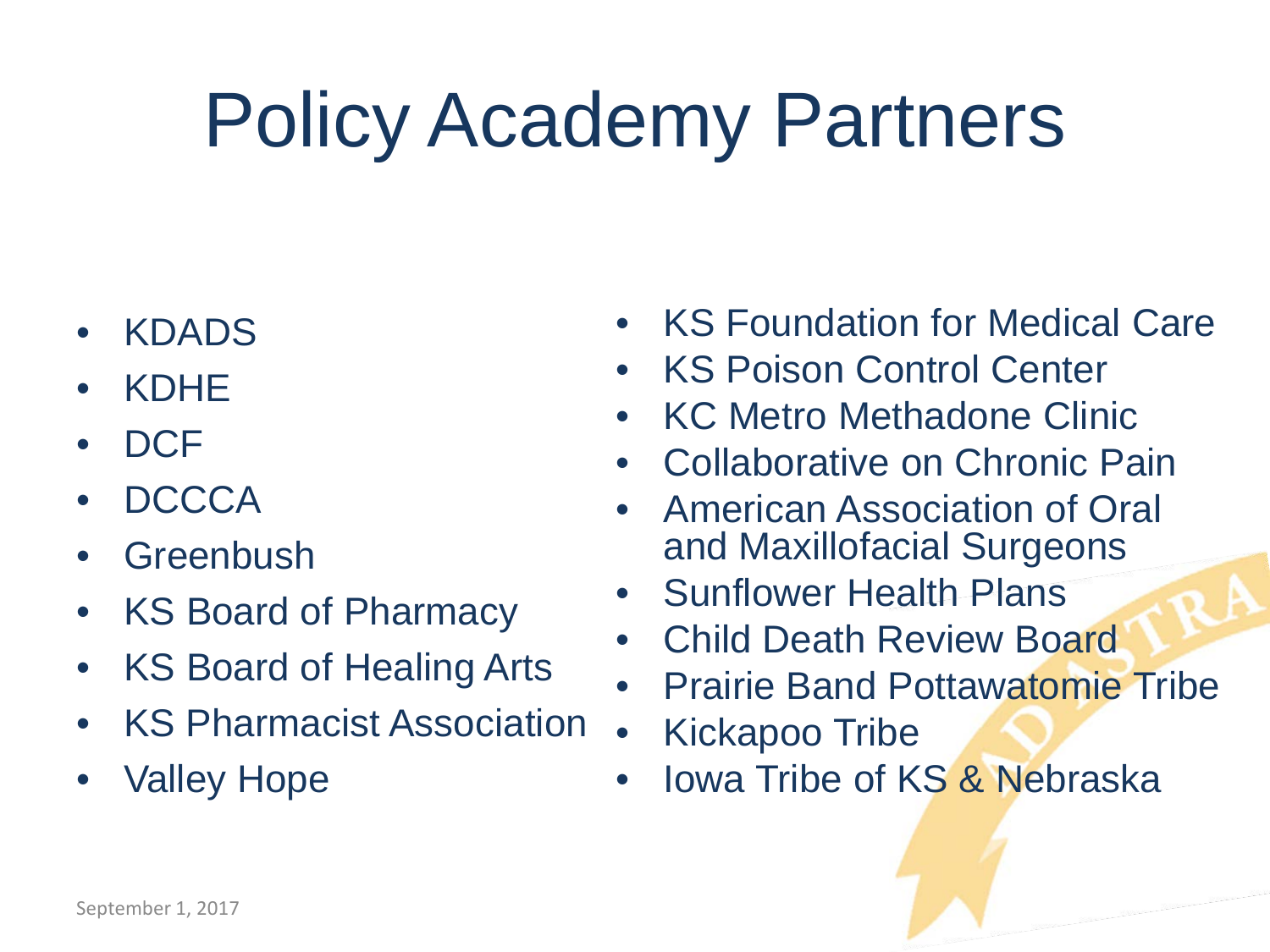# Policy Academy Partners

- KDADS
- KDHE
- DCF
- DCCCA
- Greenbush
- KS Board of Pharmacy
- KS Board of Healing Arts
- KS Pharmacist Association
- Valley Hope
- KS Foundation for Medical Care
- KS Poison Control Center
- KC Metro Methadone Clinic
- Collaborative on Chronic Pain
- American Association of Oral and Maxillofacial Surgeons
- Sunflower Health Plans
- Child Death Review Board
- Prairie Band Pottawatomie Tribe
- Kickapoo Tribe
- Iowa Tribe of KS & Nebraska

September 1, 2017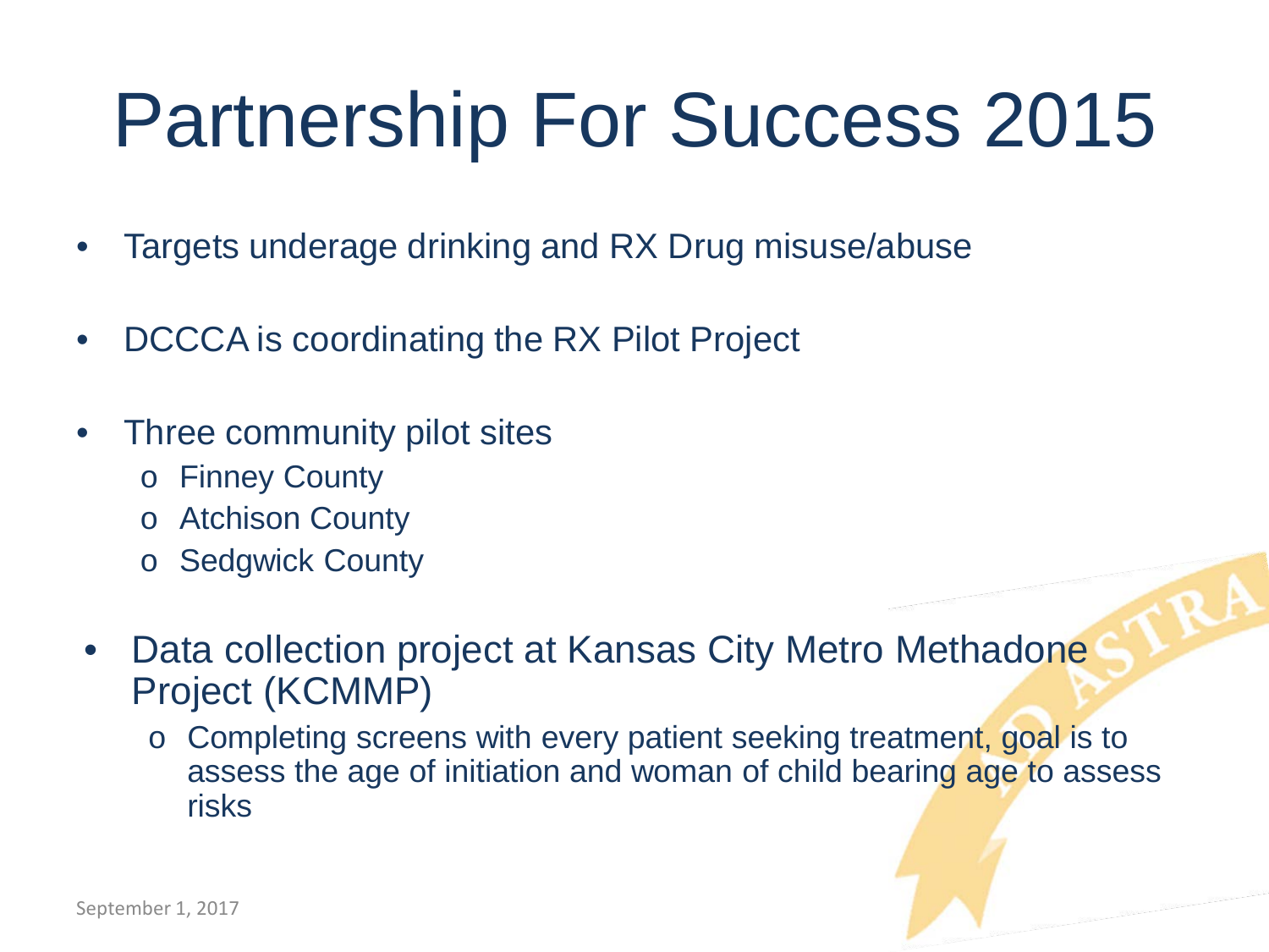# Partnership For Success 2015

- Targets underage drinking and RX Drug misuse/abuse
- DCCCA is coordinating the RX Pilot Project
- Three community pilot sites
  - Finney County
  - Atchison County
  - Sedgwick County
- Data collection project at Kansas City Metro Methadone Project (KCMMP)
  - Completing screens with every patient seeking treatment, goal is to assess the age of initiation and woman of child bearing age to assess risks

September 1, 2017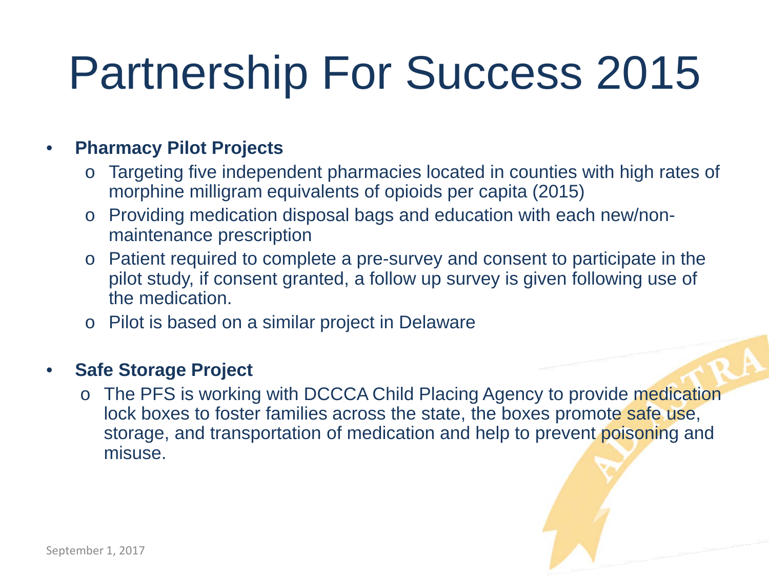# Partnership For Success 2015

- **Pharmacy Pilot Projects**
  - Targeting five independent pharmacies located in counties with high rates of morphine milligram equivalents of opioids per capita (2015)
  - Providing medication disposal bags and education with each new/non-maintenance prescription
  - Patient required to complete a pre-survey and consent to participate in the pilot study, if consent granted, a follow up survey is given following use of the medication.
  - Pilot is based on a similar project in Delaware

- **Safe Storage Project**
  - The PFS is working with DCCCA Child Placing Agency to provide medication lock boxes to foster families across the state, the boxes promote safe use, storage, and transportation of medication and help to prevent poisoning and misuse.

September 1, 2017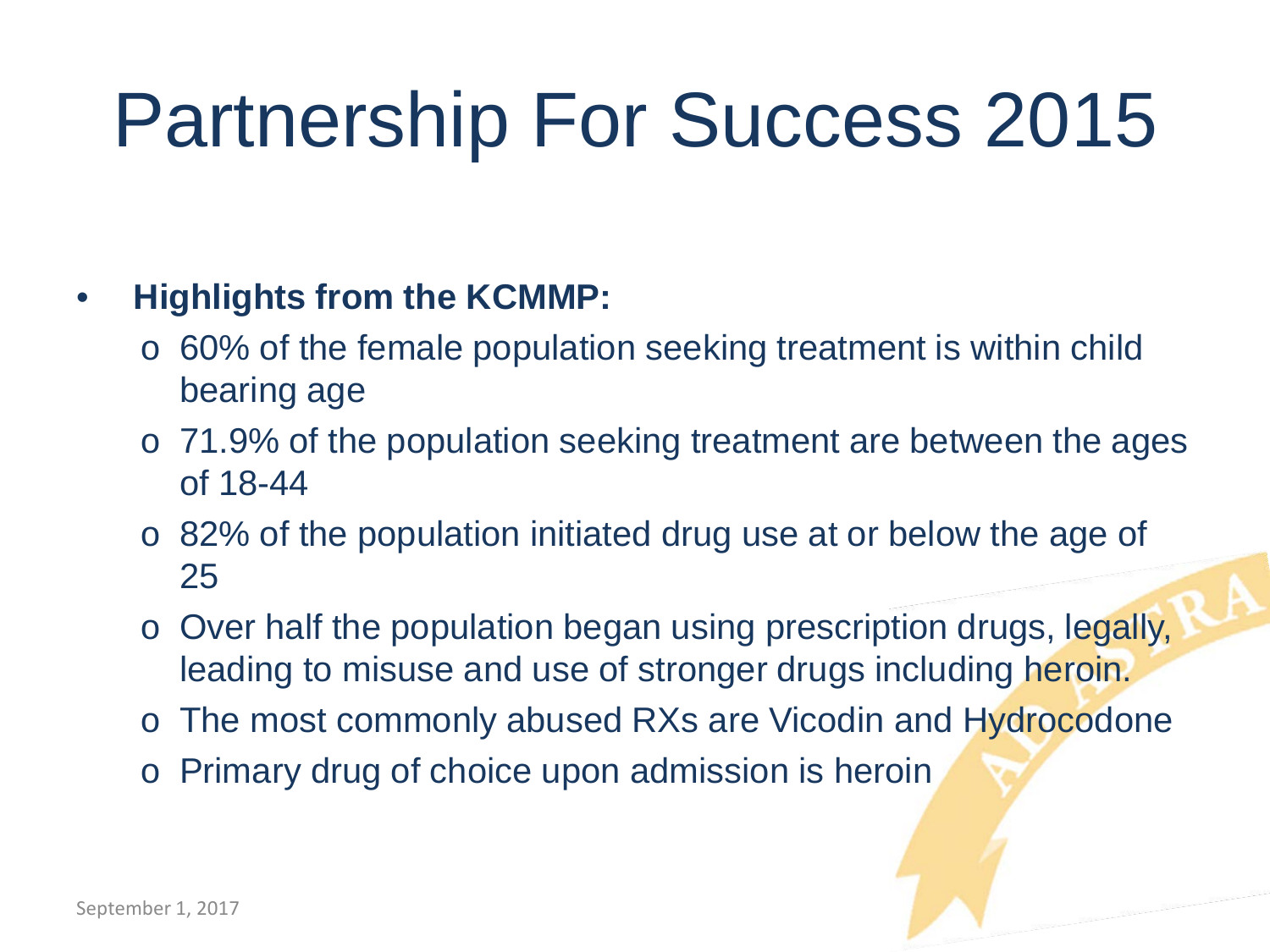# Partnership For Success 2015

- **Highlights from the KCMMP:**
  - 60% of the female population seeking treatment is within child bearing age
  - 71.9% of the population seeking treatment are between the ages of 18-44
  - 82% of the population initiated drug use at or below the age of 25
  - Over half the population began using prescription drugs, legally, leading to misuse and use of stronger drugs including heroin.
  - The most commonly abused RXs are Vicodin and Hydrocodone
  - Primary drug of choice upon admission is heroin

September 1, 2017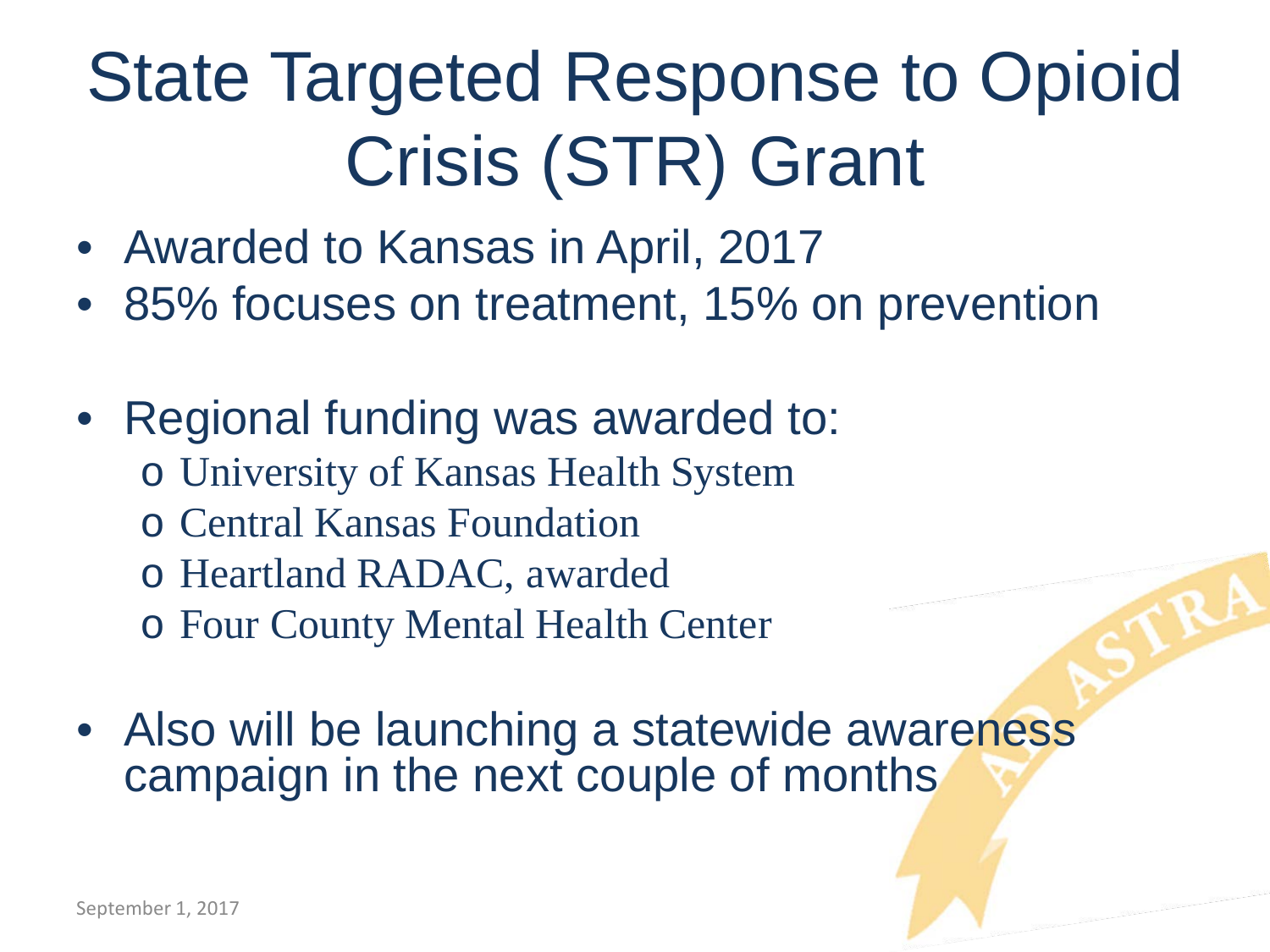# State Targeted Response to Opioid Crisis (STR) Grant

- Awarded to Kansas in April, 2017
- 85% focuses on treatment, 15% on prevention
- Regional funding was awarded to:
  - University of Kansas Health System
  - Central Kansas Foundation
  - Heartland RADAC, awarded
  - Four County Mental Health Center
- Also will be launching a statewide awareness campaign in the next couple of months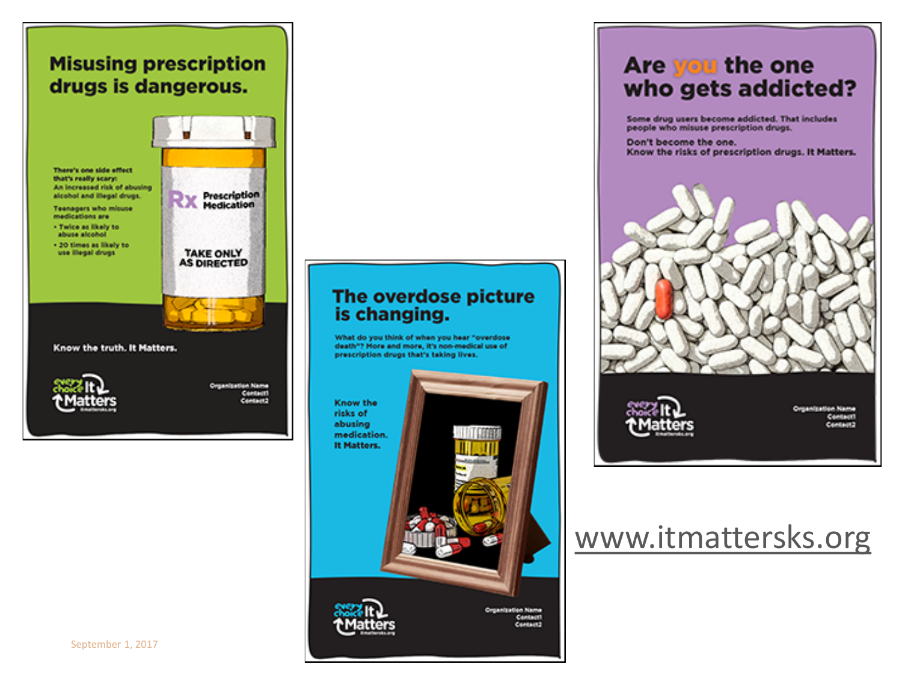## Misusing prescription drugs is dangerous.

There's one side effect that's really scary: An increased risk of abusing alcohol and illegal drugs.

Teenagers who misuse medications are

- Twice as likely to abuse alcohol
- 20 times as likely to use illegal drugs

Rx Prescription Medication

TAKE ONLY AS DIRECTED

Know the truth. It Matters.

every choice It Matters

Organization Name
Contact1
Contact2

## The overdose picture is changing.

What do you think of when you hear "overdose death"? More and more, it's non-medical use of prescription drugs that's taking lives.

Know the risks of abusing medication. It Matters.

every choice It Matters

Organization Name
Contact1
Contact2

## Are you the one who gets addicted?

Some drug users become addicted. That includes people who misuse prescription drugs.

Don't become the one.
Know the risks of prescription drugs. It Matters.

every choice It Matters

Organization Name
Contact1
Contact2

www.itmattersks.org

September 1, 2017